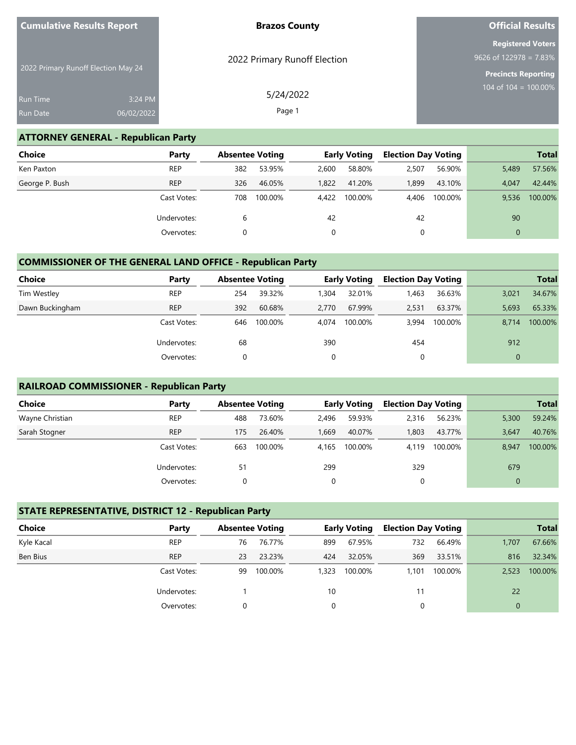**Cumulative Results Report**

2022 Primary Runoff Election May 24

Run Time 3:24 PM
Run Date 06/02/2022

**Brazos County**

2022 Primary Runoff Election

5/24/2022

**Official Results**

**Registered Voters**
9626 of 122978 = 7.83%

**Precincts Reporting**
104 of 104 = 100.00%

## ATTORNEY GENERAL - Republican Party

| Choice | Party | Absentee Voting | | Early Voting | | Election Day Voting | | Total | |
|---|---|---|---|---|---|---|---|---|---|
| Ken Paxton | REP | 382 | 53.95% | 2,600 | 58.80% | 2,507 | 56.90% | 5,489 | 57.56% |
| George P. Bush | REP | 326 | 46.05% | 1,822 | 41.20% | 1,899 | 43.10% | 4,047 | 42.44% |
| | Cast Votes: | 708 | 100.00% | 4,422 | 100.00% | 4,406 | 100.00% | 9,536 | 100.00% |
| | Undervotes: | 6 | | 42 | | 42 | | 90 | |
| | Overvotes: | 0 | | 0 | | 0 | | 0 | |

## COMMISSIONER OF THE GENERAL LAND OFFICE - Republican Party

| Choice | Party | Absentee Voting | | Early Voting | | Election Day Voting | | Total | |
|---|---|---|---|---|---|---|---|---|---|
| Tim Westley | REP | 254 | 39.32% | 1,304 | 32.01% | 1,463 | 36.63% | 3,021 | 34.67% |
| Dawn Buckingham | REP | 392 | 60.68% | 2,770 | 67.99% | 2,531 | 63.37% | 5,693 | 65.33% |
| | Cast Votes: | 646 | 100.00% | 4,074 | 100.00% | 3,994 | 100.00% | 8,714 | 100.00% |
| | Undervotes: | 68 | | 390 | | 454 | | 912 | |
| | Overvotes: | 0 | | 0 | | 0 | | 0 | |

## RAILROAD COMMISSIONER - Republican Party

| Choice | Party | Absentee Voting | | Early Voting | | Election Day Voting | | Total | |
|---|---|---|---|---|---|---|---|---|---|
| Wayne Christian | REP | 488 | 73.60% | 2,496 | 59.93% | 2,316 | 56.23% | 5,300 | 59.24% |
| Sarah Stogner | REP | 175 | 26.40% | 1,669 | 40.07% | 1,803 | 43.77% | 3,647 | 40.76% |
| | Cast Votes: | 663 | 100.00% | 4,165 | 100.00% | 4,119 | 100.00% | 8,947 | 100.00% |
| | Undervotes: | 51 | | 299 | | 329 | | 679 | |
| | Overvotes: | 0 | | 0 | | 0 | | 0 | |

## STATE REPRESENTATIVE, DISTRICT 12 - Republican Party

| Choice | Party | Absentee Voting | | Early Voting | | Election Day Voting | | Total | |
|---|---|---|---|---|---|---|---|---|---|
| Kyle Kacal | REP | 76 | 76.77% | 899 | 67.95% | 732 | 66.49% | 1,707 | 67.66% |
| Ben Bius | REP | 23 | 23.23% | 424 | 32.05% | 369 | 33.51% | 816 | 32.34% |
| | Cast Votes: | 99 | 100.00% | 1,323 | 100.00% | 1,101 | 100.00% | 2,523 | 100.00% |
| | Undervotes: | 1 | | 10 | | 11 | | 22 | |
| | Overvotes: | 0 | | 0 | | 0 | | 0 | |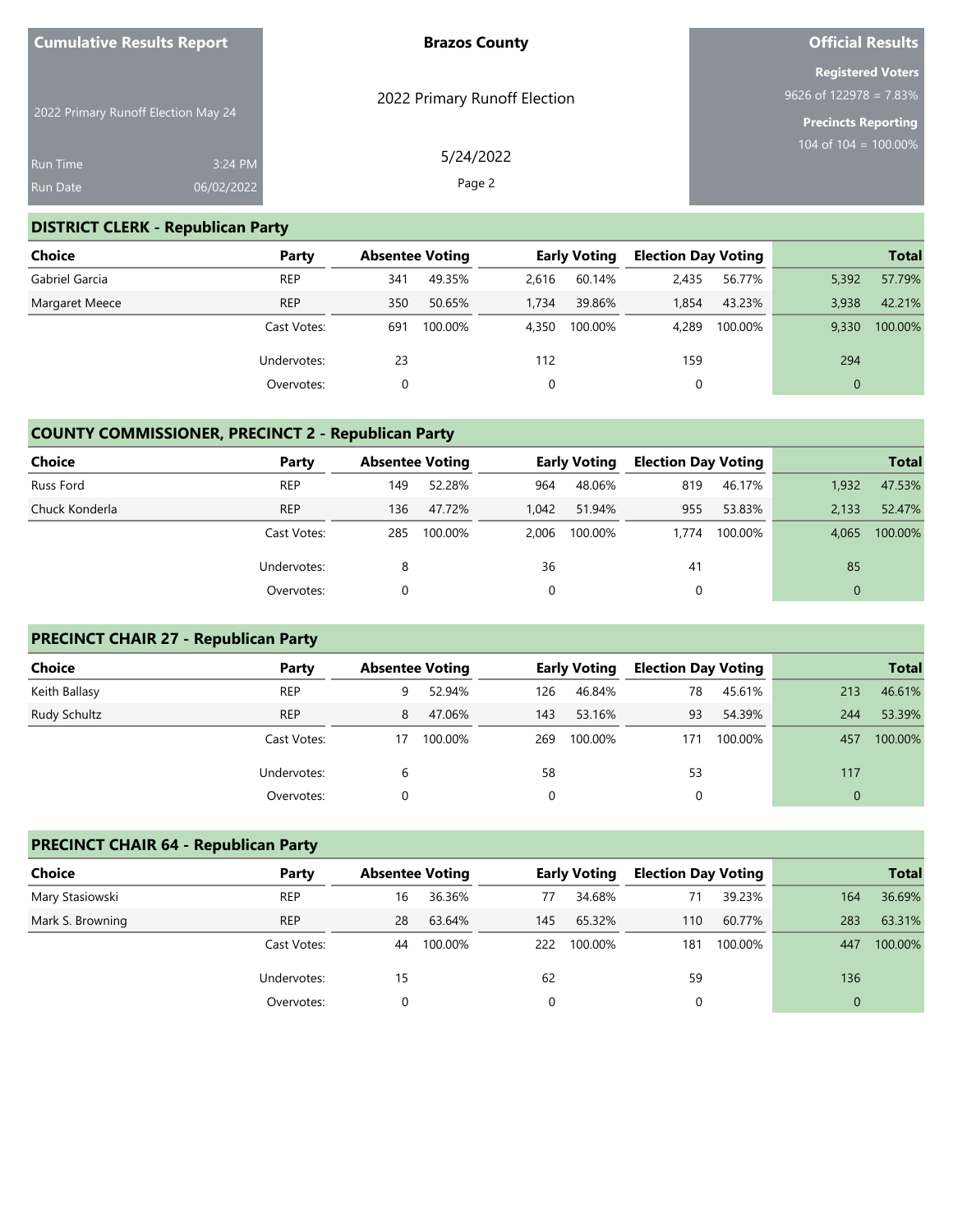**Cumulative Results Report**

2022 Primary Runoff Election May 24

Run Time 3:24 PM
Run Date 06/02/2022

**Brazos County**

2022 Primary Runoff Election

5/24/2022

**Official Results**

**Registered Voters**
9626 of 122978 = 7.83%

**Precincts Reporting**
104 of 104 = 100.00%

## DISTRICT CLERK - Republican Party

| Choice | Party | Absentee Voting | | Early Voting | | Election Day Voting | | Total | |
|---|---|---|---|---|---|---|---|---|---|
| Gabriel Garcia | REP | 341 | 49.35% | 2,616 | 60.14% | 2,435 | 56.77% | 5,392 | 57.79% |
| Margaret Meece | REP | 350 | 50.65% | 1,734 | 39.86% | 1,854 | 43.23% | 3,938 | 42.21% |
| | Cast Votes: | 691 | 100.00% | 4,350 | 100.00% | 4,289 | 100.00% | 9,330 | 100.00% |
| | Undervotes: | 23 | | 112 | | 159 | | 294 | |
| | Overvotes: | 0 | | 0 | | 0 | | 0 | |

## COUNTY COMMISSIONER, PRECINCT 2 - Republican Party

| Choice | Party | Absentee Voting | | Early Voting | | Election Day Voting | | Total | |
|---|---|---|---|---|---|---|---|---|---|
| Russ Ford | REP | 149 | 52.28% | 964 | 48.06% | 819 | 46.17% | 1,932 | 47.53% |
| Chuck Konderla | REP | 136 | 47.72% | 1,042 | 51.94% | 955 | 53.83% | 2,133 | 52.47% |
| | Cast Votes: | 285 | 100.00% | 2,006 | 100.00% | 1,774 | 100.00% | 4,065 | 100.00% |
| | Undervotes: | 8 | | 36 | | 41 | | 85 | |
| | Overvotes: | 0 | | 0 | | 0 | | 0 | |

## PRECINCT CHAIR 27 - Republican Party

| Choice | Party | Absentee Voting | | Early Voting | | Election Day Voting | | Total | |
|---|---|---|---|---|---|---|---|---|---|
| Keith Ballasy | REP | 9 | 52.94% | 126 | 46.84% | 78 | 45.61% | 213 | 46.61% |
| Rudy Schultz | REP | 8 | 47.06% | 143 | 53.16% | 93 | 54.39% | 244 | 53.39% |
| | Cast Votes: | 17 | 100.00% | 269 | 100.00% | 171 | 100.00% | 457 | 100.00% |
| | Undervotes: | 6 | | 58 | | 53 | | 117 | |
| | Overvotes: | 0 | | 0 | | 0 | | 0 | |

## PRECINCT CHAIR 64 - Republican Party

| Choice | Party | Absentee Voting | | Early Voting | | Election Day Voting | | Total | |
|---|---|---|---|---|---|---|---|---|---|
| Mary Stasiowski | REP | 16 | 36.36% | 77 | 34.68% | 71 | 39.23% | 164 | 36.69% |
| Mark S. Browning | REP | 28 | 63.64% | 145 | 65.32% | 110 | 60.77% | 283 | 63.31% |
| | Cast Votes: | 44 | 100.00% | 222 | 100.00% | 181 | 100.00% | 447 | 100.00% |
| | Undervotes: | 15 | | 62 | | 59 | | 136 | |
| | Overvotes: | 0 | | 0 | | 0 | | 0 | |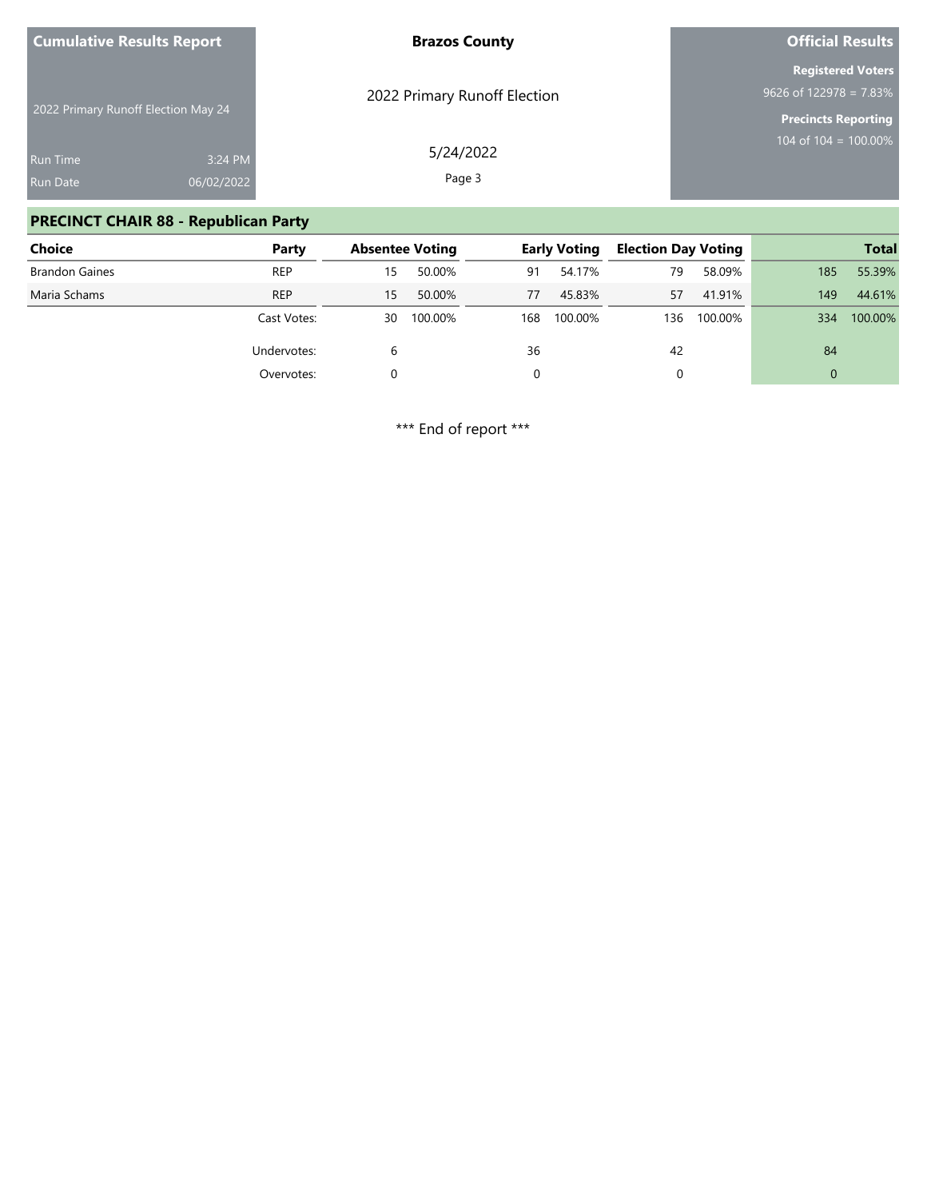**Cumulative Results Report**

2022 Primary Runoff Election May 24

Run Time 3:24 PM

Run Date 06/02/2022

**Brazos County**

2022 Primary Runoff Election

5/24/2022

**Official Results**

**Registered Voters**

9626 of 122978 = 7.83%

**Precincts Reporting**

104 of 104 = 100.00%

## PRECINCT CHAIR 88 - Republican Party

| Choice | Party | Absentee Voting | | Early Voting | | Election Day Voting | | Total | |
|---|---|---|---|---|---|---|---|---|---|
| Brandon Gaines | REP | 15 | 50.00% | 91 | 54.17% | 79 | 58.09% | 185 | 55.39% |
| Maria Schams | REP | 15 | 50.00% | 77 | 45.83% | 57 | 41.91% | 149 | 44.61% |
| | Cast Votes: | 30 | 100.00% | 168 | 100.00% | 136 | 100.00% | 334 | 100.00% |
| | Undervotes: | 6 | | 36 | | 42 | | 84 | |
| | Overvotes: | 0 | | 0 | | 0 | | 0 | |

*** End of report ***